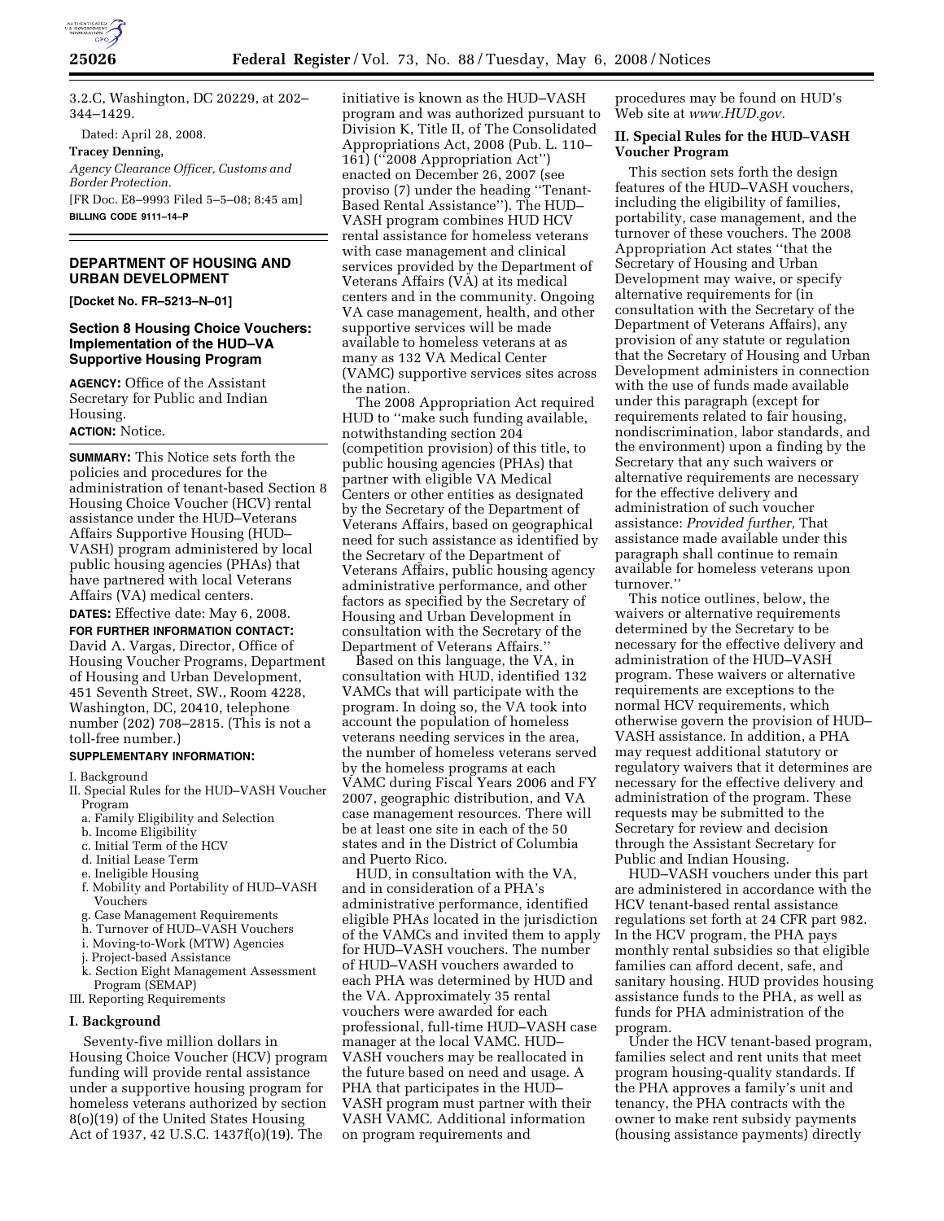3.2.C, Washington, DC 20229, at 202–344–1429.

Dated: April 28, 2008.

**Tracey Denning,**

*Agency Clearance Officer, Customs and Border Protection.*

[FR Doc. E8–9993 Filed 5–5–08; 8:45 am]

**BILLING CODE 9111–14–P**

## DEPARTMENT OF HOUSING AND URBAN DEVELOPMENT

**[Docket No. FR–5213–N–01]**

### Section 8 Housing Choice Vouchers: Implementation of the HUD–VA Supportive Housing Program

**AGENCY:** Office of the Assistant Secretary for Public and Indian Housing.

**ACTION:** Notice.

**SUMMARY:** This Notice sets forth the policies and procedures for the administration of tenant-based Section 8 Housing Choice Voucher (HCV) rental assistance under the HUD–Veterans Affairs Supportive Housing (HUD–VASH) program administered by local public housing agencies (PHAs) that have partnered with local Veterans Affairs (VA) medical centers.

**DATES:** Effective date: May 6, 2008.

**FOR FURTHER INFORMATION CONTACT:** David A. Vargas, Director, Office of Housing Voucher Programs, Department of Housing and Urban Development, 451 Seventh Street, SW., Room 4228, Washington, DC, 20410, telephone number (202) 708–2815. (This is not a toll-free number.)

**SUPPLEMENTARY INFORMATION:**

I. Background
II. Special Rules for the HUD–VASH Voucher Program
- a. Family Eligibility and Selection
- b. Income Eligibility
- c. Initial Term of the HCV
- d. Initial Lease Term
- e. Ineligible Housing
- f. Mobility and Portability of HUD–VASH Vouchers
- g. Case Management Requirements
- h. Turnover of HUD–VASH Vouchers
- i. Moving-to-Work (MTW) Agencies
- j. Project-based Assistance
- k. Section Eight Management Assessment Program (SEMAP)

III. Reporting Requirements

### I. Background

Seventy-five million dollars in Housing Choice Voucher (HCV) program funding will provide rental assistance under a supportive housing program for homeless veterans authorized by section 8(o)(19) of the United States Housing Act of 1937, 42 U.S.C. 1437f(o)(19). The initiative is known as the HUD–VASH program and was authorized pursuant to Division K, Title II, of The Consolidated Appropriations Act, 2008 (Pub. L. 110–161) (''2008 Appropriation Act'') enacted on December 26, 2007 (see proviso (7) under the heading ''Tenant-Based Rental Assistance''). The HUD–VASH program combines HUD HCV rental assistance for homeless veterans with case management and clinical services provided by the Department of Veterans Affairs (VA) at its medical centers and in the community. Ongoing VA case management, health, and other supportive services will be made available to homeless veterans at as many as 132 VA Medical Center (VAMC) supportive services sites across the nation.

The 2008 Appropriation Act required HUD to ''make such funding available, notwithstanding section 204 (competition provision) of this title, to public housing agencies (PHAs) that partner with eligible VA Medical Centers or other entities as designated by the Secretary of the Department of Veterans Affairs, based on geographical need for such assistance as identified by the Secretary of the Department of Veterans Affairs, public housing agency administrative performance, and other factors as specified by the Secretary of Housing and Urban Development in consultation with the Secretary of the Department of Veterans Affairs.''

Based on this language, the VA, in consultation with HUD, identified 132 VAMCs that will participate with the program. In doing so, the VA took into account the population of homeless veterans needing services in the area, the number of homeless veterans served by the homeless programs at each VAMC during Fiscal Years 2006 and FY 2007, geographic distribution, and VA case management resources. There will be at least one site in each of the 50 states and in the District of Columbia and Puerto Rico.

HUD, in consultation with the VA, and in consideration of a PHA's administrative performance, identified eligible PHAs located in the jurisdiction of the VAMCs and invited them to apply for HUD–VASH vouchers. The number of HUD–VASH vouchers awarded to each PHA was determined by HUD and the VA. Approximately 35 rental vouchers were awarded for each professional, full-time HUD–VASH case manager at the local VAMC. HUD–VASH vouchers may be reallocated in the future based on need and usage. A PHA that participates in the HUD–VASH program must partner with their VASH VAMC. Additional information on program requirements and procedures may be found on HUD's Web site at *www.HUD.gov.*

### II. Special Rules for the HUD–VASH Voucher Program

This section sets forth the design features of the HUD–VASH vouchers, including the eligibility of families, portability, case management, and the turnover of these vouchers. The 2008 Appropriation Act states ''that the Secretary of Housing and Urban Development may waive, or specify alternative requirements for (in consultation with the Secretary of the Department of Veterans Affairs), any provision of any statute or regulation that the Secretary of Housing and Urban Development administers in connection with the use of funds made available under this paragraph (except for requirements related to fair housing, nondiscrimination, labor standards, and the environment) upon a finding by the Secretary that any such waivers or alternative requirements are necessary for the effective delivery and administration of such voucher assistance: *Provided further,* That assistance made available under this paragraph shall continue to remain available for homeless veterans upon turnover.''

This notice outlines, below, the waivers or alternative requirements determined by the Secretary to be necessary for the effective delivery and administration of the HUD–VASH program. These waivers or alternative requirements are exceptions to the normal HCV requirements, which otherwise govern the provision of HUD–VASH assistance. In addition, a PHA may request additional statutory or regulatory waivers that it determines are necessary for the effective delivery and administration of the program. These requests may be submitted to the Secretary for review and decision through the Assistant Secretary for Public and Indian Housing.

HUD–VASH vouchers under this part are administered in accordance with the HCV tenant-based rental assistance regulations set forth at 24 CFR part 982. In the HCV program, the PHA pays monthly rental subsidies so that eligible families can afford decent, safe, and sanitary housing. HUD provides housing assistance funds to the PHA, as well as funds for PHA administration of the program.

Under the HCV tenant-based program, families select and rent units that meet program housing-quality standards. If the PHA approves a family's unit and tenancy, the PHA contracts with the owner to make rent subsidy payments (housing assistance payments) directly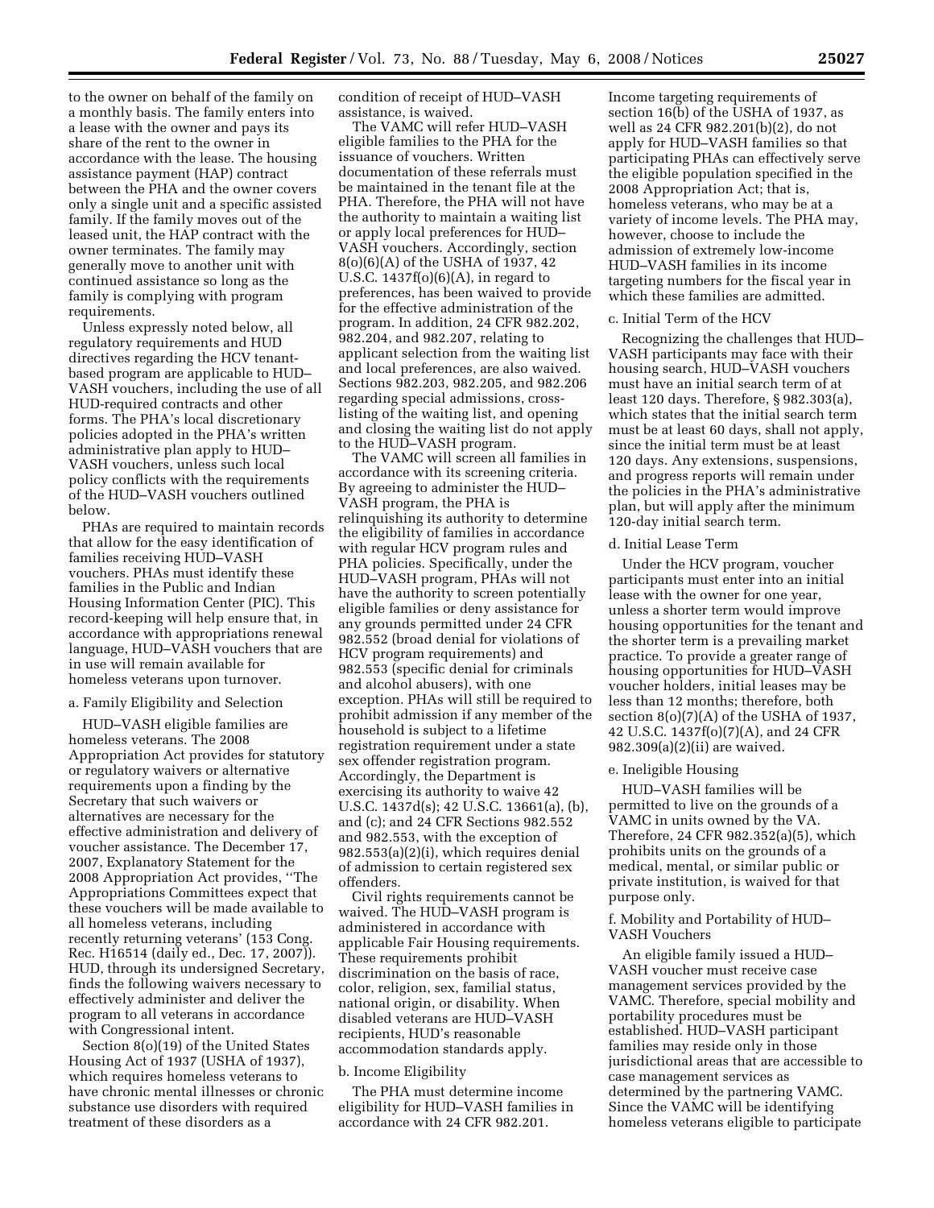to the owner on behalf of the family on a monthly basis. The family enters into a lease with the owner and pays its share of the rent to the owner in accordance with the lease. The housing assistance payment (HAP) contract between the PHA and the owner covers only a single unit and a specific assisted family. If the family moves out of the leased unit, the HAP contract with the owner terminates. The family may generally move to another unit with continued assistance so long as the family is complying with program requirements.

Unless expressly noted below, all regulatory requirements and HUD directives regarding the HCV tenant-based program are applicable to HUD–VASH vouchers, including the use of all HUD-required contracts and other forms. The PHA's local discretionary policies adopted in the PHA's written administrative plan apply to HUD–VASH vouchers, unless such local policy conflicts with the requirements of the HUD–VASH vouchers outlined below.

PHAs are required to maintain records that allow for the easy identification of families receiving HUD–VASH vouchers. PHAs must identify these families in the Public and Indian Housing Information Center (PIC). This record-keeping will help ensure that, in accordance with appropriations renewal language, HUD–VASH vouchers that are in use will remain available for homeless veterans upon turnover.

a. Family Eligibility and Selection

HUD–VASH eligible families are homeless veterans. The 2008 Appropriation Act provides for statutory or regulatory waivers or alternative requirements upon a finding by the Secretary that such waivers or alternatives are necessary for the effective administration and delivery of voucher assistance. The December 17, 2007, Explanatory Statement for the 2008 Appropriation Act provides, ''The Appropriations Committees expect that these vouchers will be made available to all homeless veterans, including recently returning veterans' (153 Cong. Rec. H16514 (daily ed., Dec. 17, 2007)). HUD, through its undersigned Secretary, finds the following waivers necessary to effectively administer and deliver the program to all veterans in accordance with Congressional intent.

Section 8(o)(19) of the United States Housing Act of 1937 (USHA of 1937), which requires homeless veterans to have chronic mental illnesses or chronic substance use disorders with required treatment of these disorders as a condition of receipt of HUD–VASH assistance, is waived.

The VAMC will refer HUD–VASH eligible families to the PHA for the issuance of vouchers. Written documentation of these referrals must be maintained in the tenant file at the PHA. Therefore, the PHA will not have the authority to maintain a waiting list or apply local preferences for HUD–VASH vouchers. Accordingly, section 8(o)(6)(A) of the USHA of 1937, 42 U.S.C. 1437f(o)(6)(A), in regard to preferences, has been waived to provide for the effective administration of the program. In addition, 24 CFR 982.202, 982.204, and 982.207, relating to applicant selection from the waiting list and local preferences, are also waived. Sections 982.203, 982.205, and 982.206 regarding special admissions, cross-listing of the waiting list, and opening and closing the waiting list do not apply to the HUD–VASH program.

The VAMC will screen all families in accordance with its screening criteria. By agreeing to administer the HUD–VASH program, the PHA is relinquishing its authority to determine the eligibility of families in accordance with regular HCV program rules and PHA policies. Specifically, under the HUD–VASH program, PHAs will not have the authority to screen potentially eligible families or deny assistance for any grounds permitted under 24 CFR 982.552 (broad denial for violations of HCV program requirements) and 982.553 (specific denial for criminals and alcohol abusers), with one exception. PHAs will still be required to prohibit admission if any member of the household is subject to a lifetime registration requirement under a state sex offender registration program. Accordingly, the Department is exercising its authority to waive 42 U.S.C. 1437d(s); 42 U.S.C. 13661(a), (b), and (c); and 24 CFR Sections 982.552 and 982.553, with the exception of 982.553(a)(2)(i), which requires denial of admission to certain registered sex offenders.

Civil rights requirements cannot be waived. The HUD–VASH program is administered in accordance with applicable Fair Housing requirements. These requirements prohibit discrimination on the basis of race, color, religion, sex, familial status, national origin, or disability. When disabled veterans are HUD–VASH recipients, HUD's reasonable accommodation standards apply.

b. Income Eligibility

The PHA must determine income eligibility for HUD–VASH families in accordance with 24 CFR 982.201. Income targeting requirements of section 16(b) of the USHA of 1937, as well as 24 CFR 982.201(b)(2), do not apply for HUD–VASH families so that participating PHAs can effectively serve the eligible population specified in the 2008 Appropriation Act; that is, homeless veterans, who may be at a variety of income levels. The PHA may, however, choose to include the admission of extremely low-income HUD–VASH families in its income targeting numbers for the fiscal year in which these families are admitted.

c. Initial Term of the HCV

Recognizing the challenges that HUD–VASH participants may face with their housing search, HUD–VASH vouchers must have an initial search term of at least 120 days. Therefore, § 982.303(a), which states that the initial search term must be at least 60 days, shall not apply, since the initial term must be at least 120 days. Any extensions, suspensions, and progress reports will remain under the policies in the PHA's administrative plan, but will apply after the minimum 120-day initial search term.

d. Initial Lease Term

Under the HCV program, voucher participants must enter into an initial lease with the owner for one year, unless a shorter term would improve housing opportunities for the tenant and the shorter term is a prevailing market practice. To provide a greater range of housing opportunities for HUD–VASH voucher holders, initial leases may be less than 12 months; therefore, both section 8(o)(7)(A) of the USHA of 1937, 42 U.S.C. 1437f(o)(7)(A), and 24 CFR 982.309(a)(2)(ii) are waived.

e. Ineligible Housing

HUD–VASH families will be permitted to live on the grounds of a VAMC in units owned by the VA. Therefore, 24 CFR 982.352(a)(5), which prohibits units on the grounds of a medical, mental, or similar public or private institution, is waived for that purpose only.

f. Mobility and Portability of HUD–VASH Vouchers

An eligible family issued a HUD–VASH voucher must receive case management services provided by the VAMC. Therefore, special mobility and portability procedures must be established. HUD–VASH participant families may reside only in those jurisdictional areas that are accessible to case management services as determined by the partnering VAMC. Since the VAMC will be identifying homeless veterans eligible to participate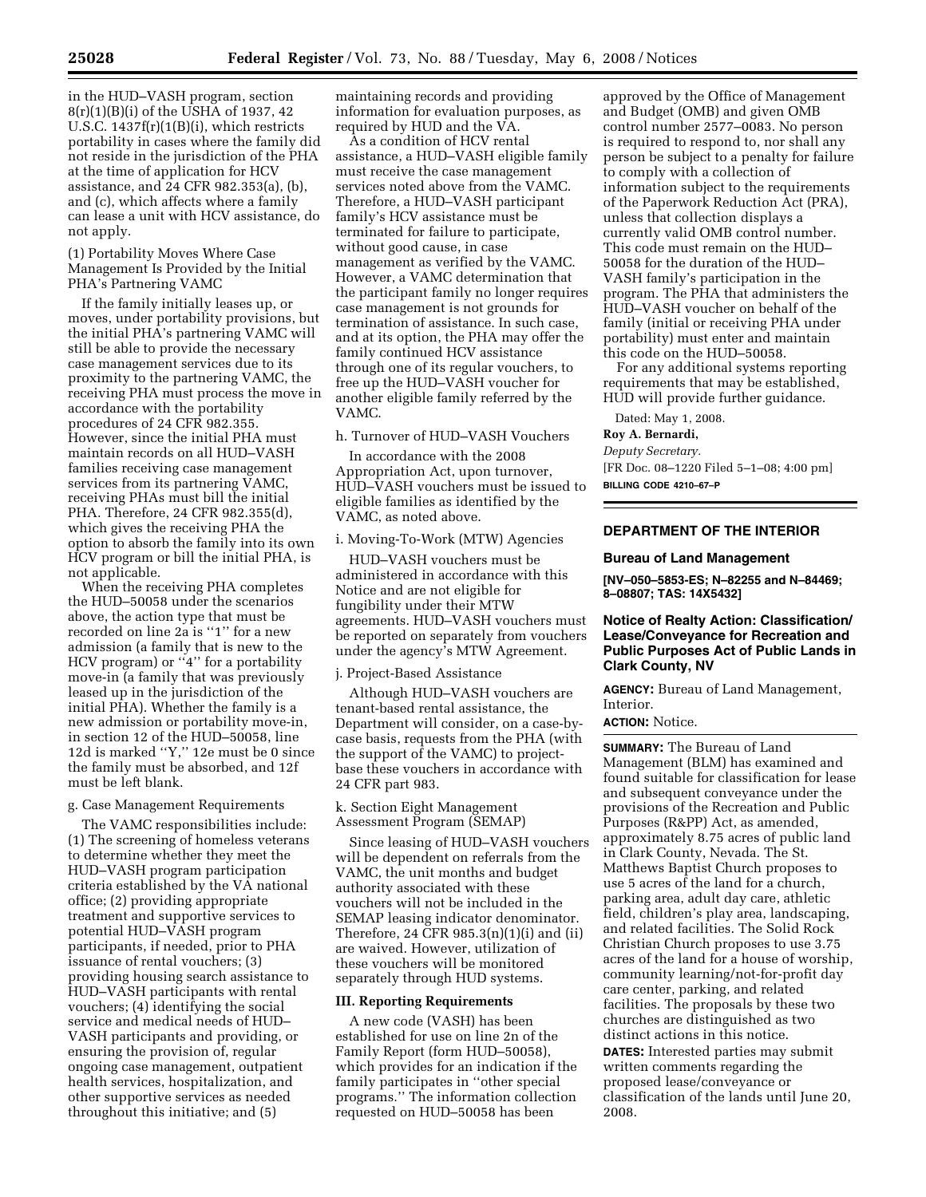in the HUD–VASH program, section 8(r)(1)(B)(i) of the USHA of 1937, 42 U.S.C. 1437f(r)(1(B)(i), which restricts portability in cases where the family did not reside in the jurisdiction of the PHA at the time of application for HCV assistance, and 24 CFR 982.353(a), (b), and (c), which affects where a family can lease a unit with HCV assistance, do not apply.

(1) Portability Moves Where Case Management Is Provided by the Initial PHA's Partnering VAMC

If the family initially leases up, or moves, under portability provisions, but the initial PHA's partnering VAMC will still be able to provide the necessary case management services due to its proximity to the partnering VAMC, the receiving PHA must process the move in accordance with the portability procedures of 24 CFR 982.355. However, since the initial PHA must maintain records on all HUD–VASH families receiving case management services from its partnering VAMC, receiving PHAs must bill the initial PHA. Therefore, 24 CFR 982.355(d), which gives the receiving PHA the option to absorb the family into its own HCV program or bill the initial PHA, is not applicable.

When the receiving PHA completes the HUD–50058 under the scenarios above, the action type that must be recorded on line 2a is ''1'' for a new admission (a family that is new to the HCV program) or ''4'' for a portability move-in (a family that was previously leased up in the jurisdiction of the initial PHA). Whether the family is a new admission or portability move-in, in section 12 of the HUD–50058, line 12d is marked ''Y,'' 12e must be 0 since the family must be absorbed, and 12f must be left blank.

g. Case Management Requirements

The VAMC responsibilities include: (1) The screening of homeless veterans to determine whether they meet the HUD–VASH program participation criteria established by the VA national office; (2) providing appropriate treatment and supportive services to potential HUD–VASH program participants, if needed, prior to PHA issuance of rental vouchers; (3) providing housing search assistance to HUD–VASH participants with rental vouchers; (4) identifying the social service and medical needs of HUD–VASH participants and providing, or ensuring the provision of, regular ongoing case management, outpatient health services, hospitalization, and other supportive services as needed throughout this initiative; and (5) maintaining records and providing information for evaluation purposes, as required by HUD and the VA.

As a condition of HCV rental assistance, a HUD–VASH eligible family must receive the case management services noted above from the VAMC. Therefore, a HUD–VASH participant family's HCV assistance must be terminated for failure to participate, without good cause, in case management as verified by the VAMC. However, a VAMC determination that the participant family no longer requires case management is not grounds for termination of assistance. In such case, and at its option, the PHA may offer the family continued HCV assistance through one of its regular vouchers, to free up the HUD–VASH voucher for another eligible family referred by the VAMC.

h. Turnover of HUD–VASH Vouchers

In accordance with the 2008 Appropriation Act, upon turnover, HUD–VASH vouchers must be issued to eligible families as identified by the VAMC, as noted above.

i. Moving-To-Work (MTW) Agencies

HUD–VASH vouchers must be administered in accordance with this Notice and are not eligible for fungibility under their MTW agreements. HUD–VASH vouchers must be reported on separately from vouchers under the agency's MTW Agreement.

j. Project-Based Assistance

Although HUD–VASH vouchers are tenant-based rental assistance, the Department will consider, on a case-by-case basis, requests from the PHA (with the support of the VAMC) to project-base these vouchers in accordance with 24 CFR part 983.

k. Section Eight Management Assessment Program (SEMAP)

Since leasing of HUD–VASH vouchers will be dependent on referrals from the VAMC, the unit months and budget authority associated with these vouchers will not be included in the SEMAP leasing indicator denominator. Therefore, 24 CFR 985.3(n)(1)(i) and (ii) are waived. However, utilization of these vouchers will be monitored separately through HUD systems.

### III. Reporting Requirements

A new code (VASH) has been established for use on line 2n of the Family Report (form HUD–50058), which provides for an indication if the family participates in ''other special programs.'' The information collection requested on HUD–50058 has been approved by the Office of Management and Budget (OMB) and given OMB control number 2577–0083. No person is required to respond to, nor shall any person be subject to a penalty for failure to comply with a collection of information subject to the requirements of the Paperwork Reduction Act (PRA), unless that collection displays a currently valid OMB control number. This code must remain on the HUD–50058 for the duration of the HUD–VASH family's participation in the program. The PHA that administers the HUD–VASH voucher on behalf of the family (initial or receiving PHA under portability) must enter and maintain this code on the HUD–50058.

For any additional systems reporting requirements that may be established, HUD will provide further guidance.

Dated: May 1, 2008.

**Roy A. Bernardi,**

*Deputy Secretary.*

[FR Doc. 08–1220 Filed 5–1–08; 4:00 pm]

**BILLING CODE 4210–67–P**

## DEPARTMENT OF THE INTERIOR

### Bureau of Land Management

**[NV–050–5853-ES; N–82255 and N–84469; 8–08807; TAS: 14X5432]**

### Notice of Realty Action: Classification/Lease/Conveyance for Recreation and Public Purposes Act of Public Lands in Clark County, NV

**AGENCY:** Bureau of Land Management, Interior.

**ACTION:** Notice.

**SUMMARY:** The Bureau of Land Management (BLM) has examined and found suitable for classification for lease and subsequent conveyance under the provisions of the Recreation and Public Purposes (R&PP) Act, as amended, approximately 8.75 acres of public land in Clark County, Nevada. The St. Matthews Baptist Church proposes to use 5 acres of the land for a church, parking area, adult day care, athletic field, children's play area, landscaping, and related facilities. The Solid Rock Christian Church proposes to use 3.75 acres of the land for a house of worship, community learning/not-for-profit day care center, parking, and related facilities. The proposals by these two churches are distinguished as two distinct actions in this notice.

**DATES:** Interested parties may submit written comments regarding the proposed lease/conveyance or classification of the lands until June 20, 2008.